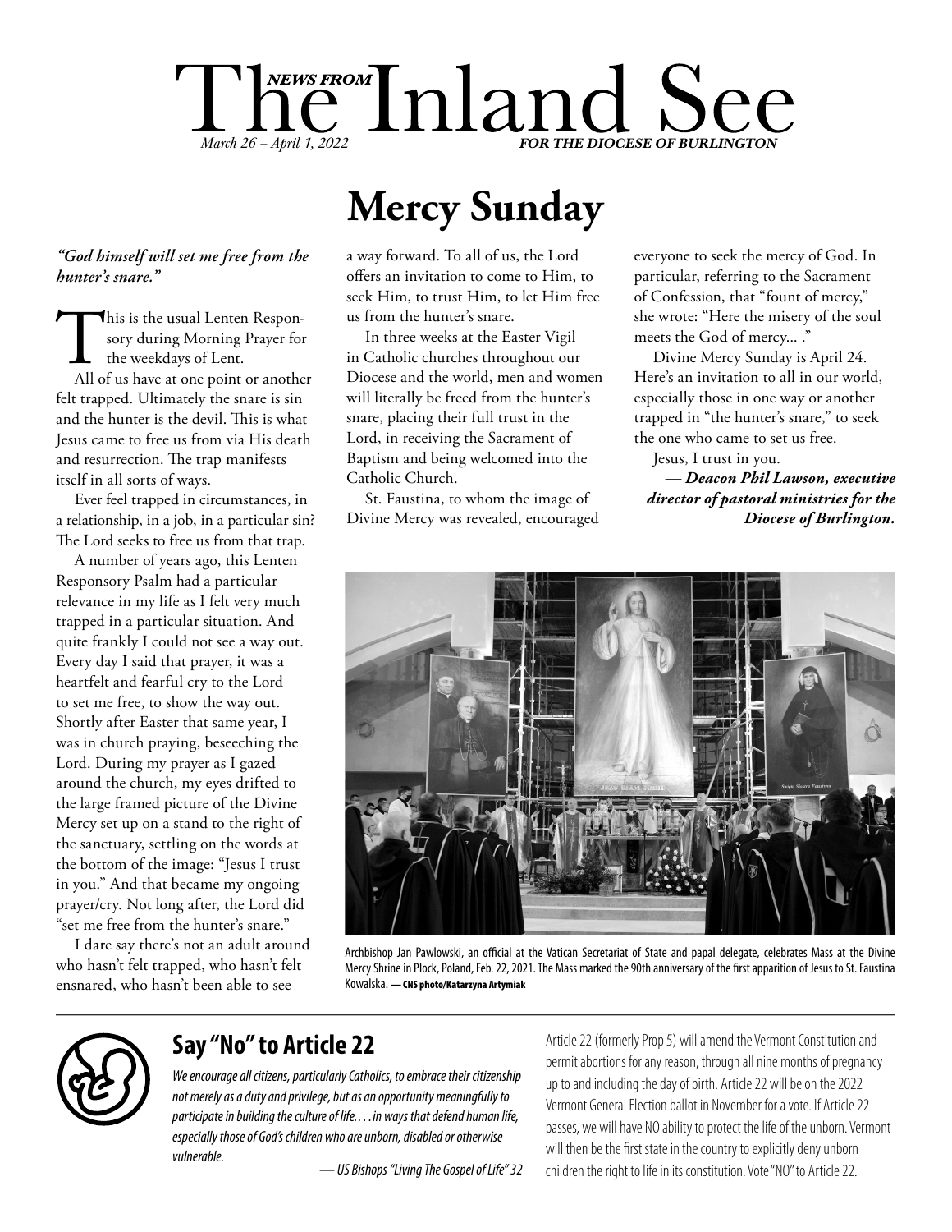# The Inland See

*NEWS FROM*

*March 26 – April 1, 2022*

*FOR THE DIOCESE OF BURLINGTON*

## Mercy Sunday

*"God himself will set me free from the hunter's snare."*

This is the usual Lenten Responsory during Morning Prayer for the weekdays of Lent.

All of us have at one point or another felt trapped. Ultimately the snare is sin and the hunter is the devil. This is what Jesus came to free us from via His death and resurrection. The trap manifests itself in all sorts of ways.

Ever feel trapped in circumstances, in a relationship, in a job, in a particular sin? The Lord seeks to free us from that trap.

A number of years ago, this Lenten Responsory Psalm had a particular relevance in my life as I felt very much trapped in a particular situation. And quite frankly I could not see a way out. Every day I said that prayer, it was a heartfelt and fearful cry to the Lord to set me free, to show the way out. Shortly after Easter that same year, I was in church praying, beseeching the Lord. During my prayer as I gazed around the church, my eyes drifted to the large framed picture of the Divine Mercy set up on a stand to the right of the sanctuary, settling on the words at the bottom of the image: "Jesus I trust in you." And that became my ongoing prayer/cry. Not long after, the Lord did "set me free from the hunter's snare."

I dare say there's not an adult around who hasn't felt trapped, who hasn't felt ensnared, who hasn't been able to see a way forward. To all of us, the Lord offers an invitation to come to Him, to seek Him, to trust Him, to let Him free us from the hunter's snare.

In three weeks at the Easter Vigil in Catholic churches throughout our Diocese and the world, men and women will literally be freed from the hunter's snare, placing their full trust in the Lord, in receiving the Sacrament of Baptism and being welcomed into the Catholic Church.

St. Faustina, to whom the image of Divine Mercy was revealed, encouraged everyone to seek the mercy of God. In particular, referring to the Sacrament of Confession, that "fount of mercy," she wrote: "Here the misery of the soul meets the God of mercy... ."

Divine Mercy Sunday is April 24. Here's an invitation to all in our world, especially those in one way or another trapped in "the hunter's snare," to seek the one who came to set us free.

Jesus, I trust in you.

***— Deacon Phil Lawson, executive director of pastoral ministries for the Diocese of Burlington.***

Archbishop Jan Pawlowski, an official at the Vatican Secretariat of State and papal delegate, celebrates Mass at the Divine Mercy Shrine in Plock, Poland, Feb. 22, 2021. The Mass marked the 90th anniversary of the first apparition of Jesus to St. Faustina Kowalska. **— CNS photo/Katarzyna Artymiak**

---

## Say "No" to Article 22

*We encourage all citizens, particularly Catholics, to embrace their citizenship not merely as a duty and privilege, but as an opportunity meaningfully to participate in building the culture of life. . . . in ways that defend human life, especially those of God's children who are unborn, disabled or otherwise vulnerable.*

*— US Bishops "Living The Gospel of Life" 32*

Article 22 (formerly Prop 5) will amend the Vermont Constitution and permit abortions for any reason, through all nine months of pregnancy up to and including the day of birth. Article 22 will be on the 2022 Vermont General Election ballot in November for a vote. If Article 22 passes, we will have NO ability to protect the life of the unborn. Vermont will then be the first state in the country to explicitly deny unborn children the right to life in its constitution. Vote "NO" to Article 22.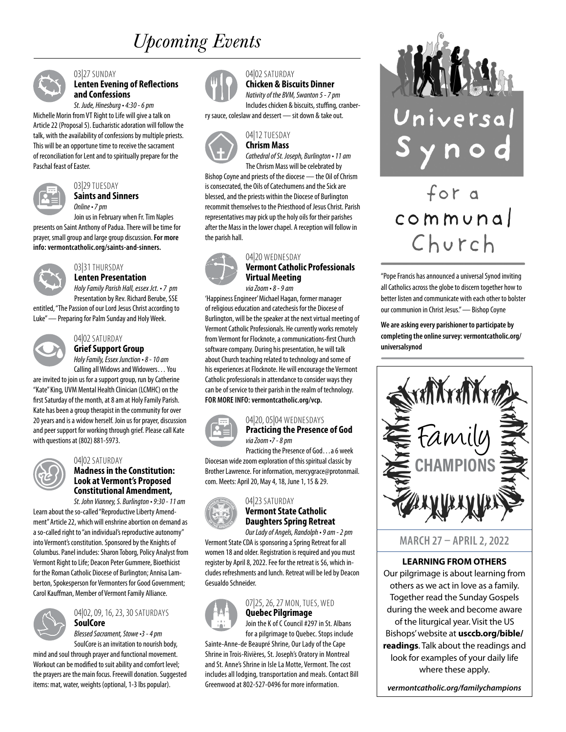# Upcoming Events

03|27 SUNDAY
### Lenten Evening of Reflections and Confessions
*St. Jude, Hinesburg • 4:30 - 6 pm*

Michelle Morin from VT Right to Life will give a talk on Article 22 (Proposal 5). Eucharistic adoration will follow the talk, with the availability of confessions by multiple priests. This will be an opportune time to receive the sacrament of reconciliation for Lent and to spiritually prepare for the Paschal feast of Easter.

03|29 TUESDAY
### Saints and Sinners
*Online • 7 pm*

Join us in February when Fr. Tim Naples presents on Saint Anthony of Padua. There will be time for prayer, small group and large group discussion. **For more info: vermontcatholic.org/saints-and-sinners.**

03|31 THURSDAY
### Lenten Presentation
*Holy Family Parish Hall, essex Jct. • 7 pm*

Presentation by Rev. Richard Berube, SSE entitled, "The Passion of our Lord Jesus Christ according to Luke" — Preparing for Palm Sunday and Holy Week.

04|02 SATURDAY
### Grief Support Group
*Holy Family, Essex Junction • 8 - 10 am*

Calling all Widows and Widowers… You are invited to join us for a support group, run by Catherine "Kate" King, UVM Mental Health Clinician (LCMHC) on the first Saturday of the month, at 8 am at Holy Family Parish. Kate has been a group therapist in the community for over 20 years and is a widow herself. Join us for prayer, discussion and peer support for working through grief. Please call Kate with questions at (802) 881-5973.

04|02 SATURDAY
### Madness in the Constitution: Look at Vermont's Proposed Constitutional Amendment,
*St. John Vianney, S. Burlington • 9:30 - 11 am*

Learn about the so-called "Reproductive Liberty Amendment" Article 22, which will enshrine abortion on demand as a so-called right to "an individual's reproductive autonomy" into Vermont's constitution. Sponsored by the Knights of Columbus. Panel includes: Sharon Toborg, Policy Analyst from Vermont Right to Life; Deacon Peter Gummere, Bioethicist for the Roman Catholic Diocese of Burlington; Annisa Lamberton, Spokesperson for Vermonters for Good Government; Carol Kauffman, Member of Vermont Family Alliance.

04|02, 09, 16, 23, 30 SATURDAYS
### SoulCore
*Blessed Sacrament, Stowe • 3 - 4 pm*

SoulCore is an invitation to nourish body, mind and soul through prayer and functional movement. Workout can be modified to suit ability and comfort level; the prayers are the main focus. Freewill donation. Suggested items: mat, water, weights (optional, 1-3 lbs popular).

04|02 SATURDAY
### Chicken & Biscuits Dinner
*Nativity of the BVM, Swanton 5 - 7 pm*

Includes chicken & biscuits, stuffing, cranberry sauce, coleslaw and dessert — sit down & take out.

04|12 TUESDAY
### Chrism Mass
*Cathedral of St. Joseph, Burlington • 11 am*

The Chrism Mass will be celebrated by Bishop Coyne and priests of the diocese — the Oil of Chrism is consecrated, the Oils of Catechumens and the Sick are blessed, and the priests within the Diocese of Burlington recommit themselves to the Priesthood of Jesus Christ. Parish representatives may pick up the holy oils for their parishes after the Mass in the lower chapel. A reception will follow in the parish hall.

04|20 WEDNESDAY
### Vermont Catholic Professionals Virtual Meeting
*via Zoom • 8 - 9 am*

'Happiness Engineer' Michael Hagan, former manager of religious education and catechesis for the Diocese of Burlington, will be the speaker at the next virtual meeting of Vermont Catholic Professionals. He currently works remotely from Vermont for Flocknote, a communications-first Church software company. During his presentation, he will talk about Church teaching related to technology and some of his experiences at Flocknote. He will encourage the Vermont Catholic professionals in attendance to consider ways they can be of service to their parish in the realm of technology. **FOR MORE INFO: vermontcatholic.org/vcp.**

04|20, 05|04 WEDNESDAYS
### Practicing the Presence of God
*via Zoom • 7 - 8 pm*

Practicing the Presence of God…a 6 week Diocesan wide zoom exploration of this spiritual classic by Brother Lawrence. For information, mercygrace@protonmail.com. Meets: April 20, May 4, 18, June 1, 15 & 29.

04|23 SATURDAY
### Vermont State Catholic Daughters Spring Retreat
*Our Lady of Angels, Randolph • 9 am - 2 pm*

Vermont State CDA is sponsoring a Spring Retreat for all women 18 and older. Registration is required and you must register by April 8, 2022. Fee for the retreat is $6, which includes refreshments and lunch. Retreat will be led by Deacon Gesualdo Schneider.

07|25, 26, 27 MON, TUES, WED
### Quebec Pilgrimage

Join the K of C Council #297 in St. Albans for a pilgrimage to Quebec. Stops include Sainte-Anne-de Beaupré Shrine, Our Lady of the Cape Shrine in Trois-Rivières, St. Joseph's Oratory in Montreal and St. Anne's Shrine in Isle La Motte, Vermont. The cost includes all lodging, transportation and meals. Contact Bill Greenwood at 802-527-0496 for more information.

## Universal Synod for a communal Church

"Pope Francis has announced a universal Synod inviting all Catholics across the globe to discern together how to better listen and communicate with each other to bolster our communion in Christ Jesus." — Bishop Coyne

**We are asking every parishioner to participate by completing the online survey: vermontcatholic.org/universalsynod**

## Family CHAMPIONS

**MARCH 27 – APRIL 2, 2022**

**LEARNING FROM OTHERS**

Our pilgrimage is about learning from others as we act in love as a family. Together read the Sunday Gospels during the week and become aware of the liturgical year. Visit the US Bishops' website at **usccb.org/bible/readings**. Talk about the readings and look for examples of your daily life where these apply.

***vermontcatholic.org/familychampions***